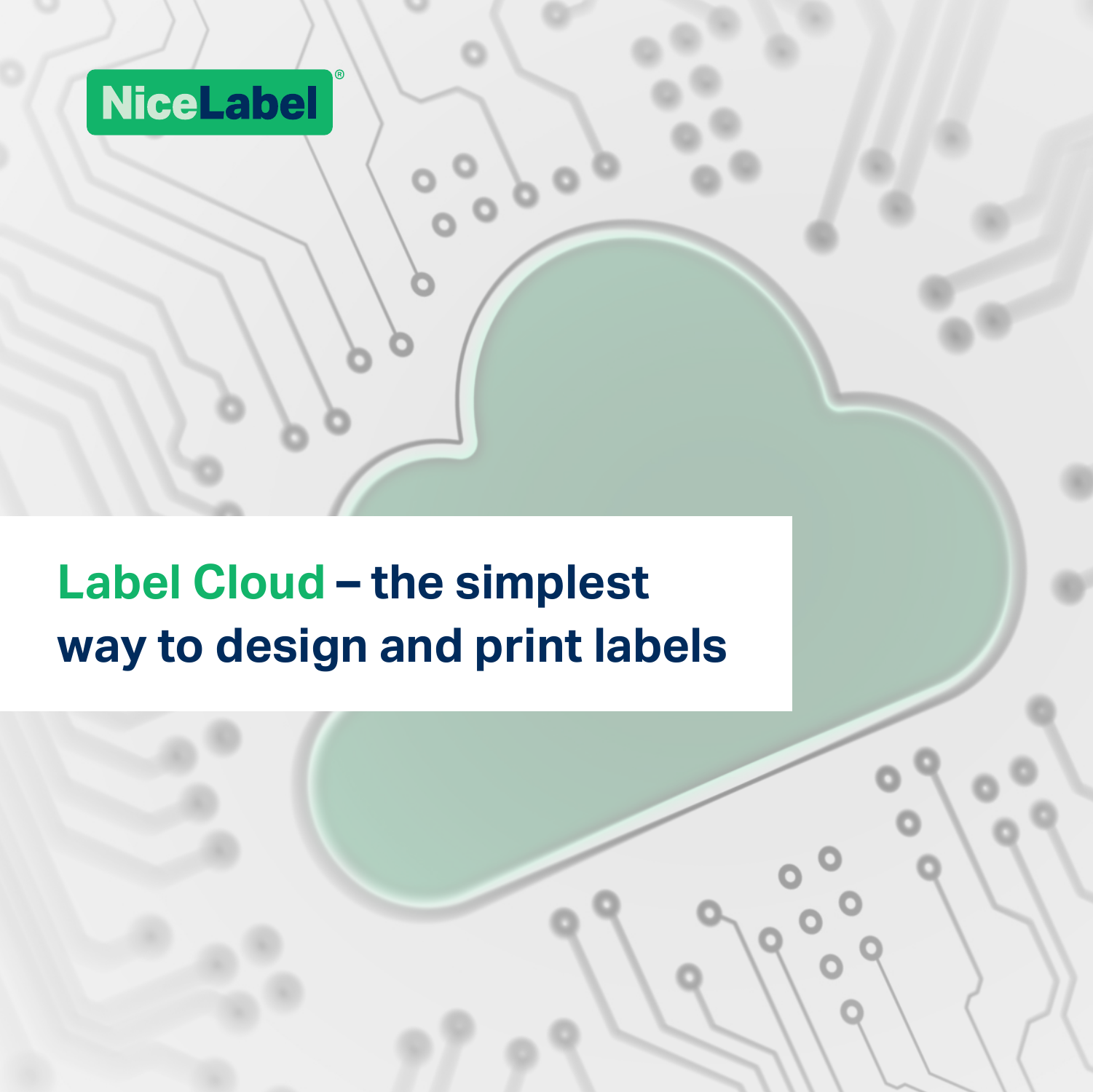NiceLabel®

# Label Cloud – the simplest way to design and print labels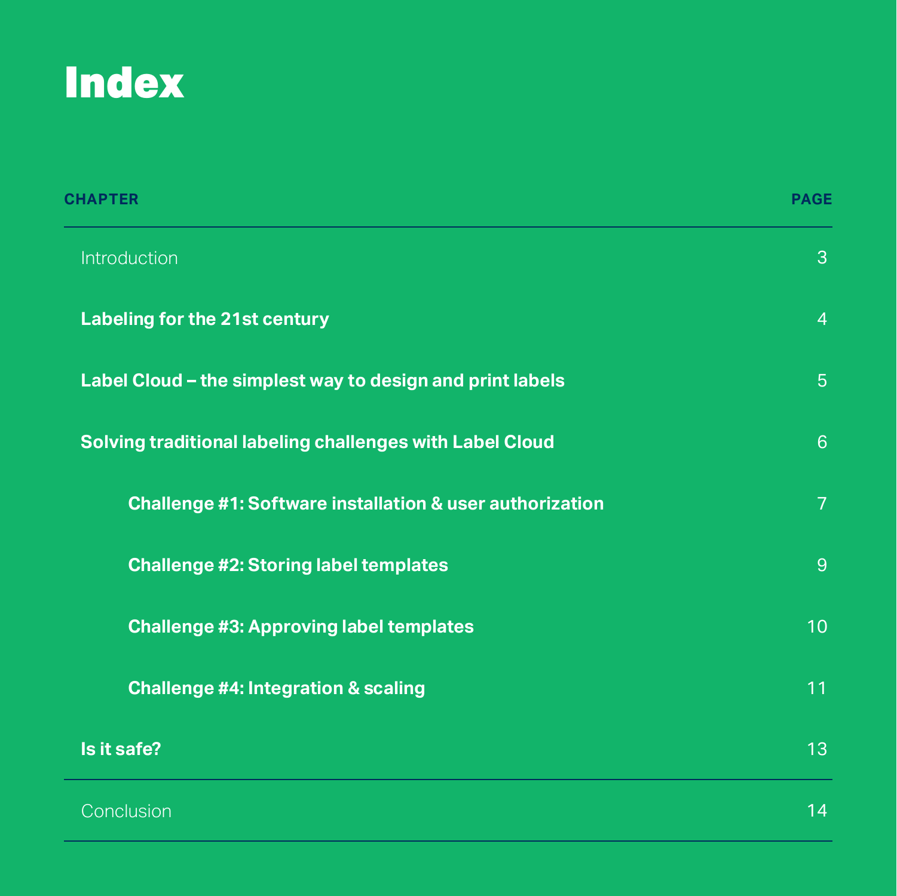# Index

| CHAPTER | PAGE |
| --- | --- |
| Introduction | 3 |
| **Labeling for the 21st century** | 4 |
| **Label Cloud – the simplest way to design and print labels** | 5 |
| **Solving traditional labeling challenges with Label Cloud** | 6 |
| **Challenge #1: Software installation & user authorization** | 7 |
| **Challenge #2: Storing label templates** | 9 |
| **Challenge #3: Approving label templates** | 10 |
| **Challenge #4: Integration & scaling** | 11 |
| **Is it safe?** | 13 |
| Conclusion | 14 |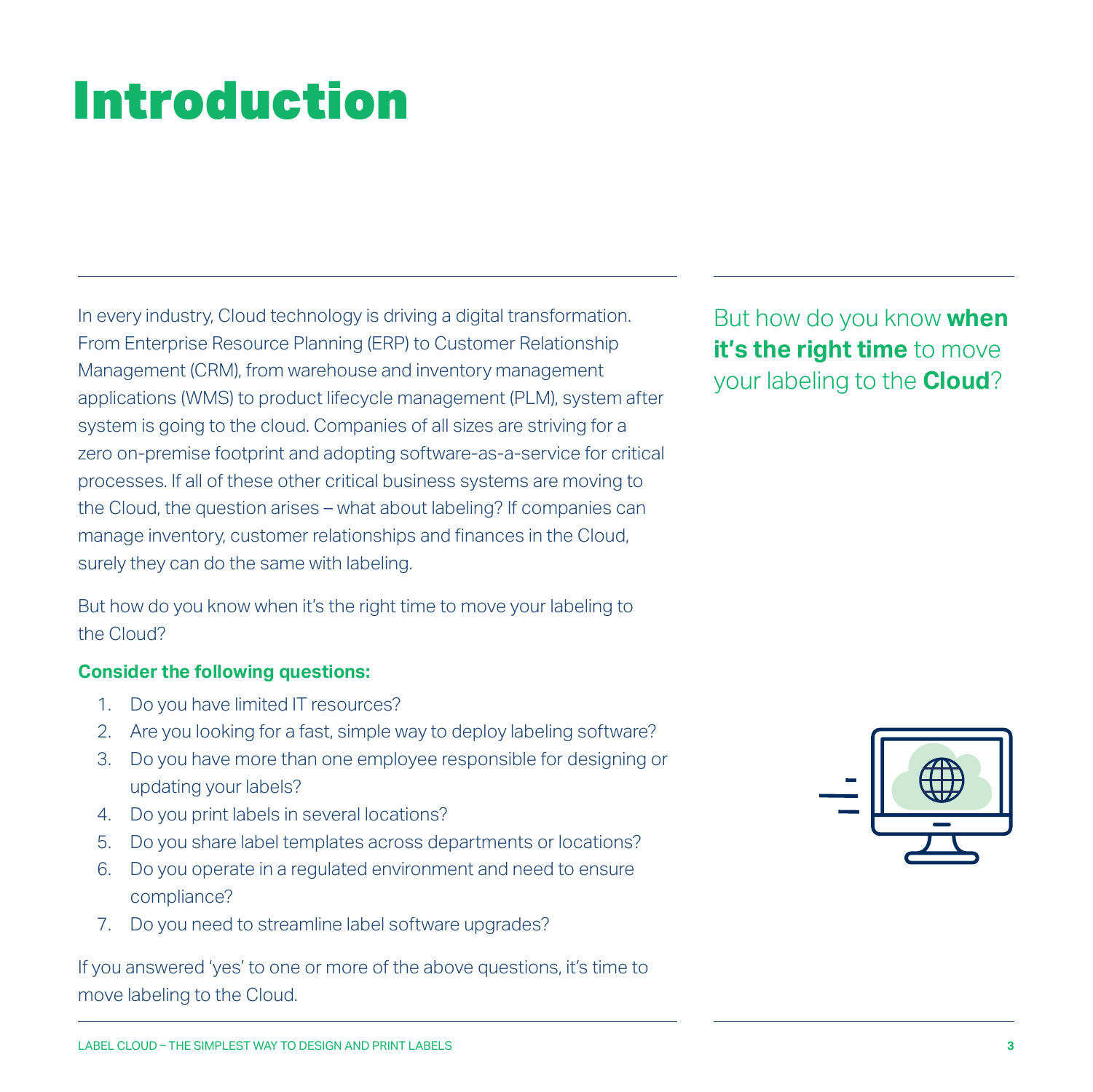# Introduction

In every industry, Cloud technology is driving a digital transformation. From Enterprise Resource Planning (ERP) to Customer Relationship Management (CRM), from warehouse and inventory management applications (WMS) to product lifecycle management (PLM), system after system is going to the cloud. Companies of all sizes are striving for a zero on-premise footprint and adopting software-as-a-service for critical processes. If all of these other critical business systems are moving to the Cloud, the question arises – what about labeling? If companies can manage inventory, customer relationships and finances in the Cloud, surely they can do the same with labeling.

But how do you know when it's the right time to move your labeling to the Cloud?

**Consider the following questions:**

1. Do you have limited IT resources?
2. Are you looking for a fast, simple way to deploy labeling software?
3. Do you have more than one employee responsible for designing or updating your labels?
4. Do you print labels in several locations?
5. Do you share label templates across departments or locations?
6. Do you operate in a regulated environment and need to ensure compliance?
7. Do you need to streamline label software upgrades?

If you answered 'yes' to one or more of the above questions, it's time to move labeling to the Cloud.

But how do you know **when it's the right time** to move your labeling to the **Cloud**?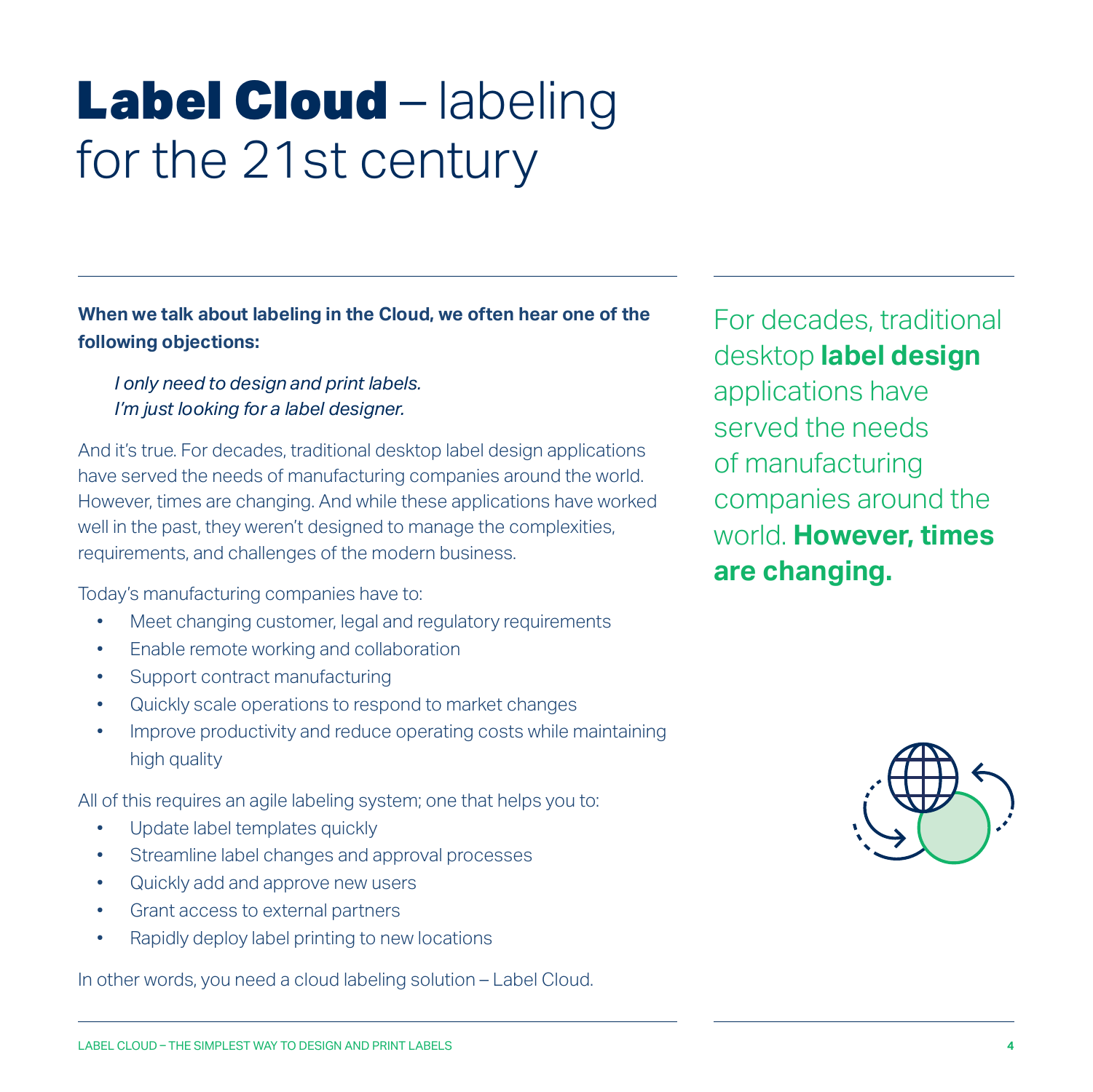# **Label Cloud** – labeling for the 21st century

**When we talk about labeling in the Cloud, we often hear one of the following objections:**

> *I only need to design and print labels.*
> *I'm just looking for a label designer.*

And it's true. For decades, traditional desktop label design applications have served the needs of manufacturing companies around the world. However, times are changing. And while these applications have worked well in the past, they weren't designed to manage the complexities, requirements, and challenges of the modern business.

Today's manufacturing companies have to:

- Meet changing customer, legal and regulatory requirements
- Enable remote working and collaboration
- Support contract manufacturing
- Quickly scale operations to respond to market changes
- Improve productivity and reduce operating costs while maintaining high quality

All of this requires an agile labeling system; one that helps you to:

- Update label templates quickly
- Streamline label changes and approval processes
- Quickly add and approve new users
- Grant access to external partners
- Rapidly deploy label printing to new locations

In other words, you need a cloud labeling solution – Label Cloud.

For decades, traditional desktop **label design** applications have served the needs of manufacturing companies around the world. **However, times are changing.**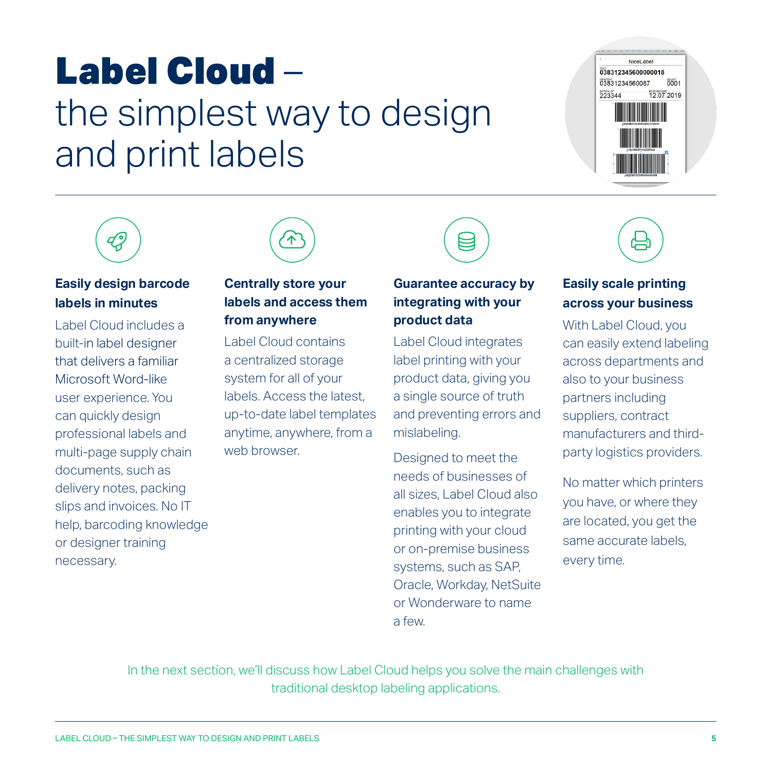# **Label Cloud** – the simplest way to design and print labels

### Easily design barcode labels in minutes

Label Cloud includes a built-in label designer that delivers a familiar Microsoft Word-like user experience. You can quickly design professional labels and multi-page supply chain documents, such as delivery notes, packing slips and invoices. No IT help, barcoding knowledge or designer training necessary.

### Centrally store your labels and access them from anywhere

Label Cloud contains a centralized storage system for all of your labels. Access the latest, up-to-date label templates anytime, anywhere, from a web browser.

### Guarantee accuracy by integrating with your product data

Label Cloud integrates label printing with your product data, giving you a single source of truth and preventing errors and mislabeling.

Designed to meet the needs of businesses of all sizes, Label Cloud also enables you to integrate printing with your cloud or on-premise business systems, such as SAP, Oracle, Workday, NetSuite or Wonderware to name a few.

### Easily scale printing across your business

With Label Cloud, you can easily extend labeling across departments and also to your business partners including suppliers, contract manufacturers and third-party logistics providers.

No matter which printers you have, or where they are located, you get the same accurate labels, every time.

In the next section, we'll discuss how Label Cloud helps you solve the main challenges with traditional desktop labeling applications.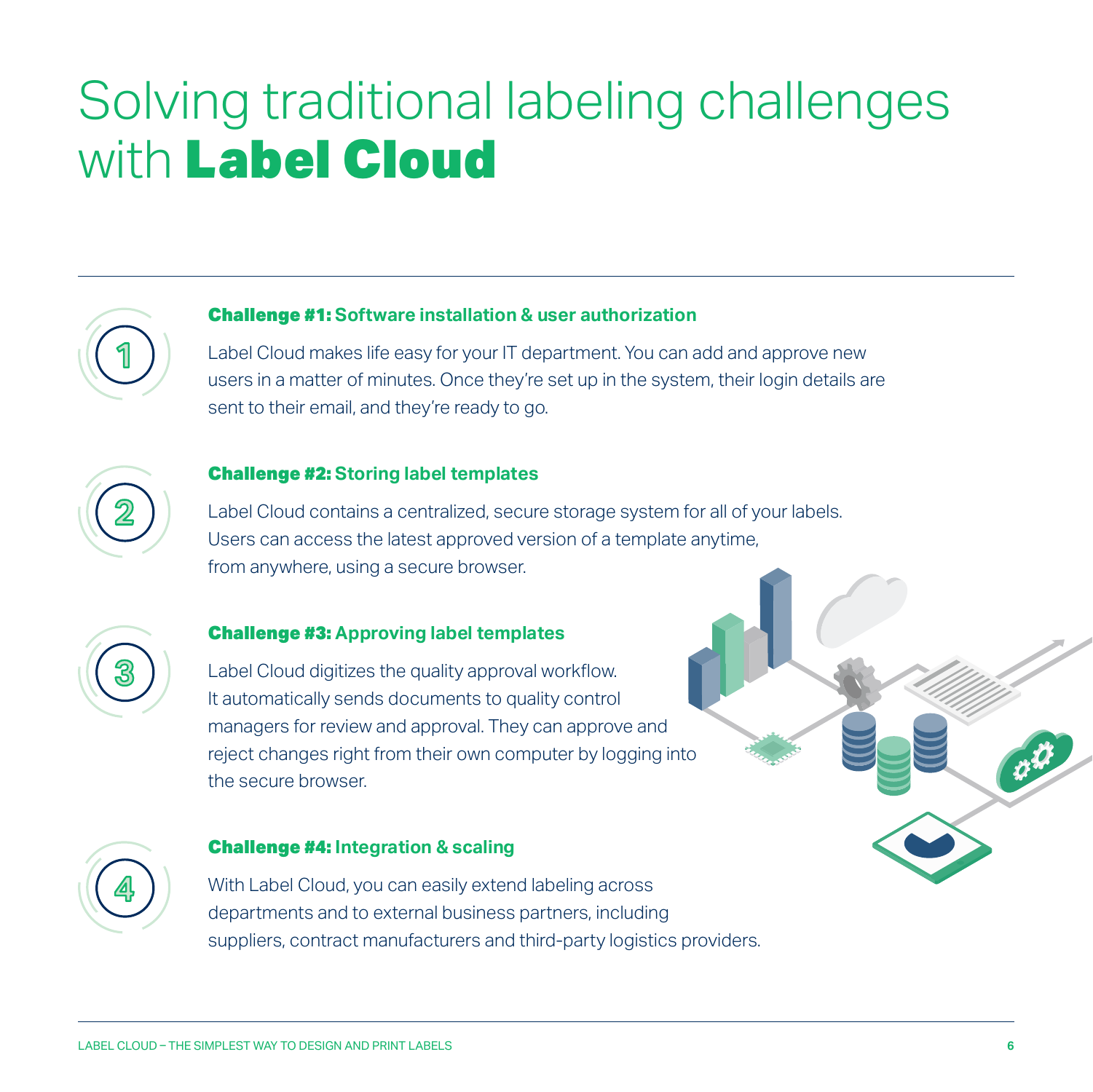# Solving traditional labeling challenges with **Label Cloud**

### **Challenge #1:** Software installation & user authorization

Label Cloud makes life easy for your IT department. You can add and approve new users in a matter of minutes. Once they're set up in the system, their login details are sent to their email, and they're ready to go.

### **Challenge #2:** Storing label templates

Label Cloud contains a centralized, secure storage system for all of your labels. Users can access the latest approved version of a template anytime, from anywhere, using a secure browser.

### **Challenge #3:** Approving label templates

Label Cloud digitizes the quality approval workflow. It automatically sends documents to quality control managers for review and approval. They can approve and reject changes right from their own computer by logging into the secure browser.

### **Challenge #4:** Integration & scaling

With Label Cloud, you can easily extend labeling across departments and to external business partners, including suppliers, contract manufacturers and third-party logistics providers.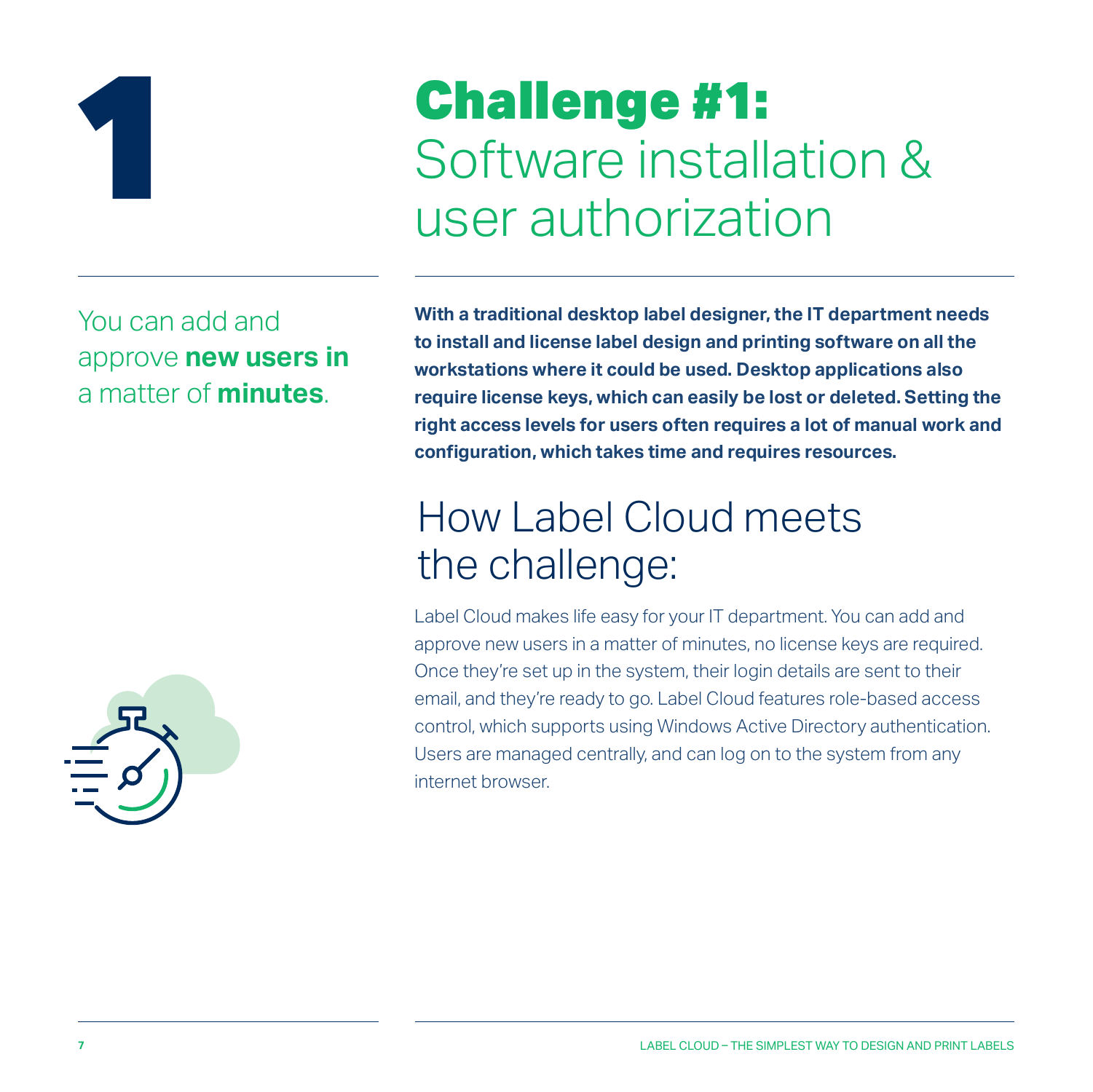# 1

# **Challenge #1:** Software installation & user authorization

You can add and approve **new users in** a matter of **minutes**.

**With a traditional desktop label designer, the IT department needs to install and license label design and printing software on all the workstations where it could be used. Desktop applications also require license keys, which can easily be lost or deleted. Setting the right access levels for users often requires a lot of manual work and configuration, which takes time and requires resources.**

## How Label Cloud meets the challenge:

Label Cloud makes life easy for your IT department. You can add and approve new users in a matter of minutes, no license keys are required. Once they're set up in the system, their login details are sent to their email, and they're ready to go. Label Cloud features role-based access control, which supports using Windows Active Directory authentication. Users are managed centrally, and can log on to the system from any internet browser.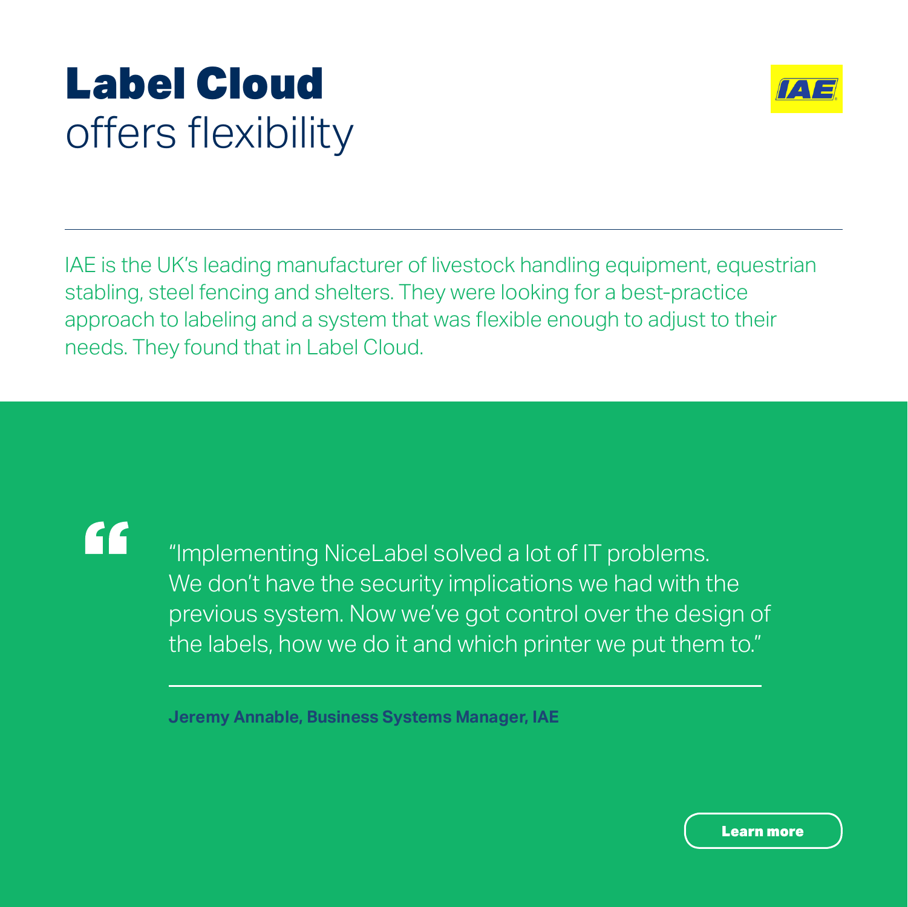# **Label Cloud** offers flexibility

IAE

IAE is the UK's leading manufacturer of livestock handling equipment, equestrian stabling, steel fencing and shelters. They were looking for a best-practice approach to labeling and a system that was flexible enough to adjust to their needs. They found that in Label Cloud.

> "Implementing NiceLabel solved a lot of IT problems. We don't have the security implications we had with the previous system. Now we've got control over the design of the labels, how we do it and which printer we put them to."

**Jeremy Annable, Business Systems Manager, IAE**

**Learn more**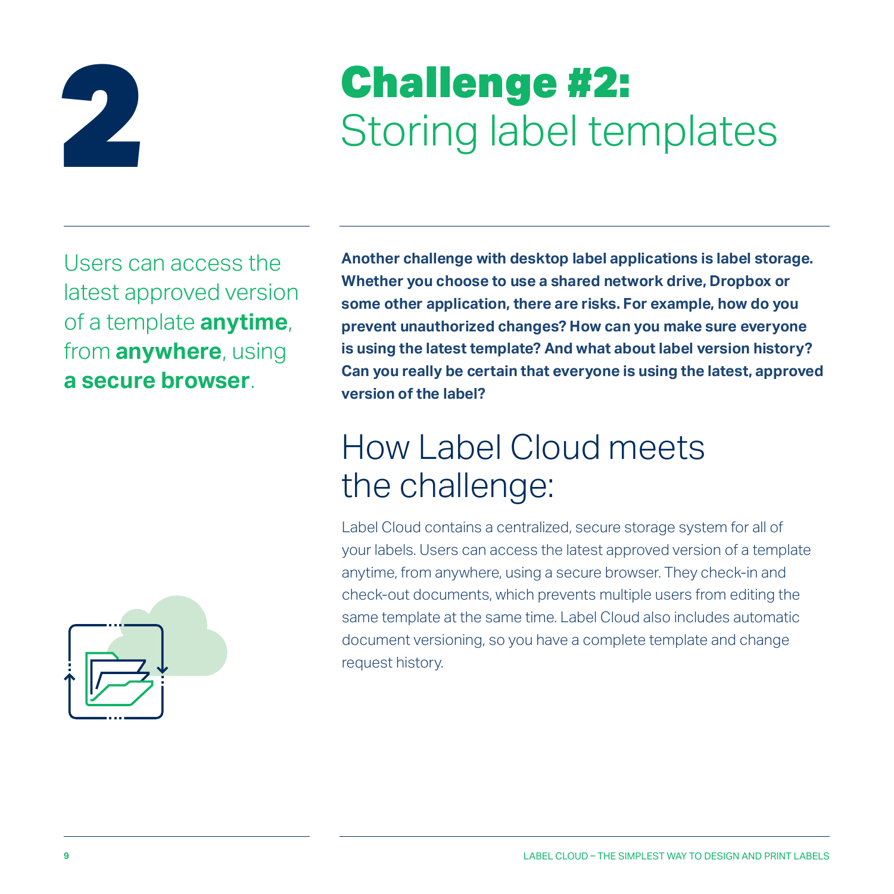# 2 Challenge #2: Storing label templates

Users can access the latest approved version of a template **anytime**, from **anywhere**, using **a secure browser**.

**Another challenge with desktop label applications is label storage. Whether you choose to use a shared network drive, Dropbox or some other application, there are risks. For example, how do you prevent unauthorized changes? How can you make sure everyone is using the latest template? And what about label version history? Can you really be certain that everyone is using the latest, approved version of the label?**

## How Label Cloud meets the challenge:

Label Cloud contains a centralized, secure storage system for all of your labels. Users can access the latest approved version of a template anytime, from anywhere, using a secure browser. They check-in and check-out documents, which prevents multiple users from editing the same template at the same time. Label Cloud also includes automatic document versioning, so you have a complete template and change request history.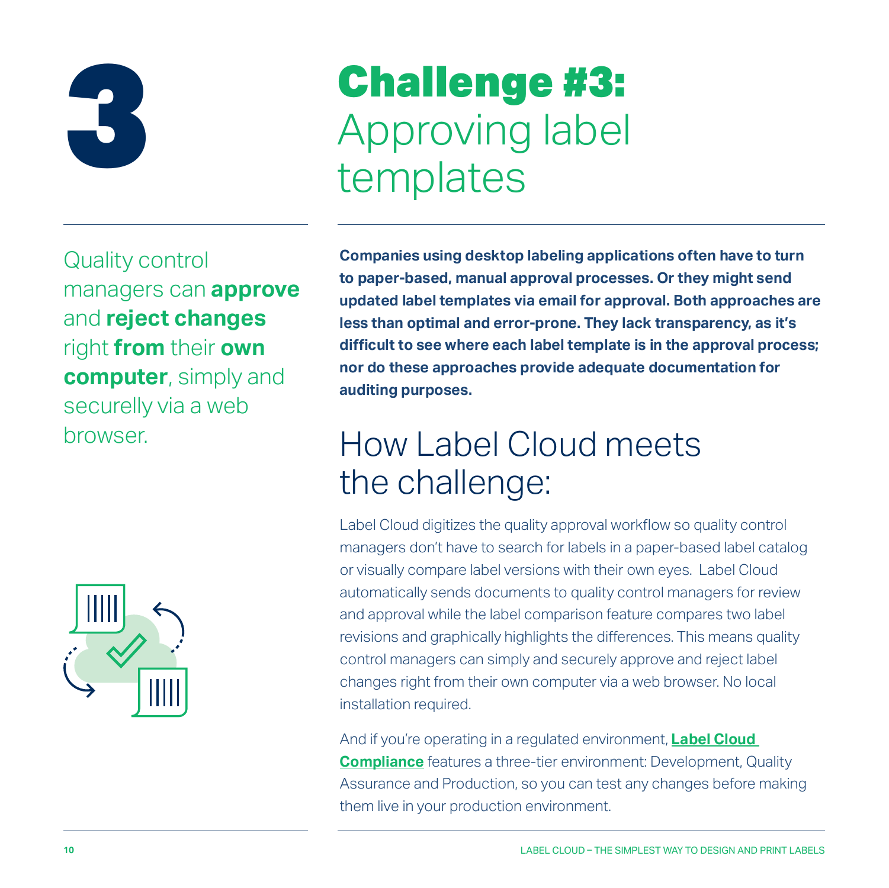# 3 Challenge #3: Approving label templates

Quality control managers can **approve** and **reject changes** right **from** their **own computer**, simply and securely via a web browser.

**Companies using desktop labeling applications often have to turn to paper-based, manual approval processes. Or they might send updated label templates via email for approval. Both approaches are less than optimal and error-prone. They lack transparency, as it's difficult to see where each label template is in the approval process; nor do these approaches provide adequate documentation for auditing purposes.**

## How Label Cloud meets the challenge:

Label Cloud digitizes the quality approval workflow so quality control managers don't have to search for labels in a paper-based label catalog or visually compare label versions with their own eyes. Label Cloud automatically sends documents to quality control managers for review and approval while the label comparison feature compares two label revisions and graphically highlights the differences. This means quality control managers can simply and securely approve and reject label changes right from their own computer via a web browser. No local installation required.

And if you're operating in a regulated environment, **Label Cloud Compliance** features a three-tier environment: Development, Quality Assurance and Production, so you can test any changes before making them live in your production environment.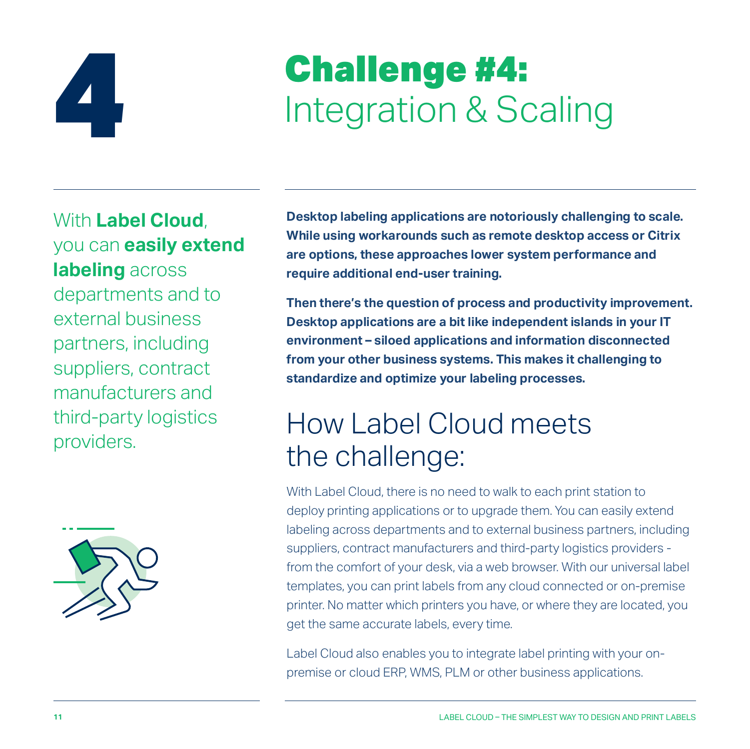# 4 Challenge #4: Integration & Scaling

With **Label Cloud**, you can **easily extend labeling** across departments and to external business partners, including suppliers, contract manufacturers and third-party logistics providers.

**Desktop labeling applications are notoriously challenging to scale. While using workarounds such as remote desktop access or Citrix are options, these approaches lower system performance and require additional end-user training.**

**Then there's the question of process and productivity improvement. Desktop applications are a bit like independent islands in your IT environment – siloed applications and information disconnected from your other business systems. This makes it challenging to standardize and optimize your labeling processes.**

## How Label Cloud meets the challenge:

With Label Cloud, there is no need to walk to each print station to deploy printing applications or to upgrade them. You can easily extend labeling across departments and to external business partners, including suppliers, contract manufacturers and third-party logistics providers - from the comfort of your desk, via a web browser. With our universal label templates, you can print labels from any cloud connected or on-premise printer. No matter which printers you have, or where they are located, you get the same accurate labels, every time.

Label Cloud also enables you to integrate label printing with your on-premise or cloud ERP, WMS, PLM or other business applications.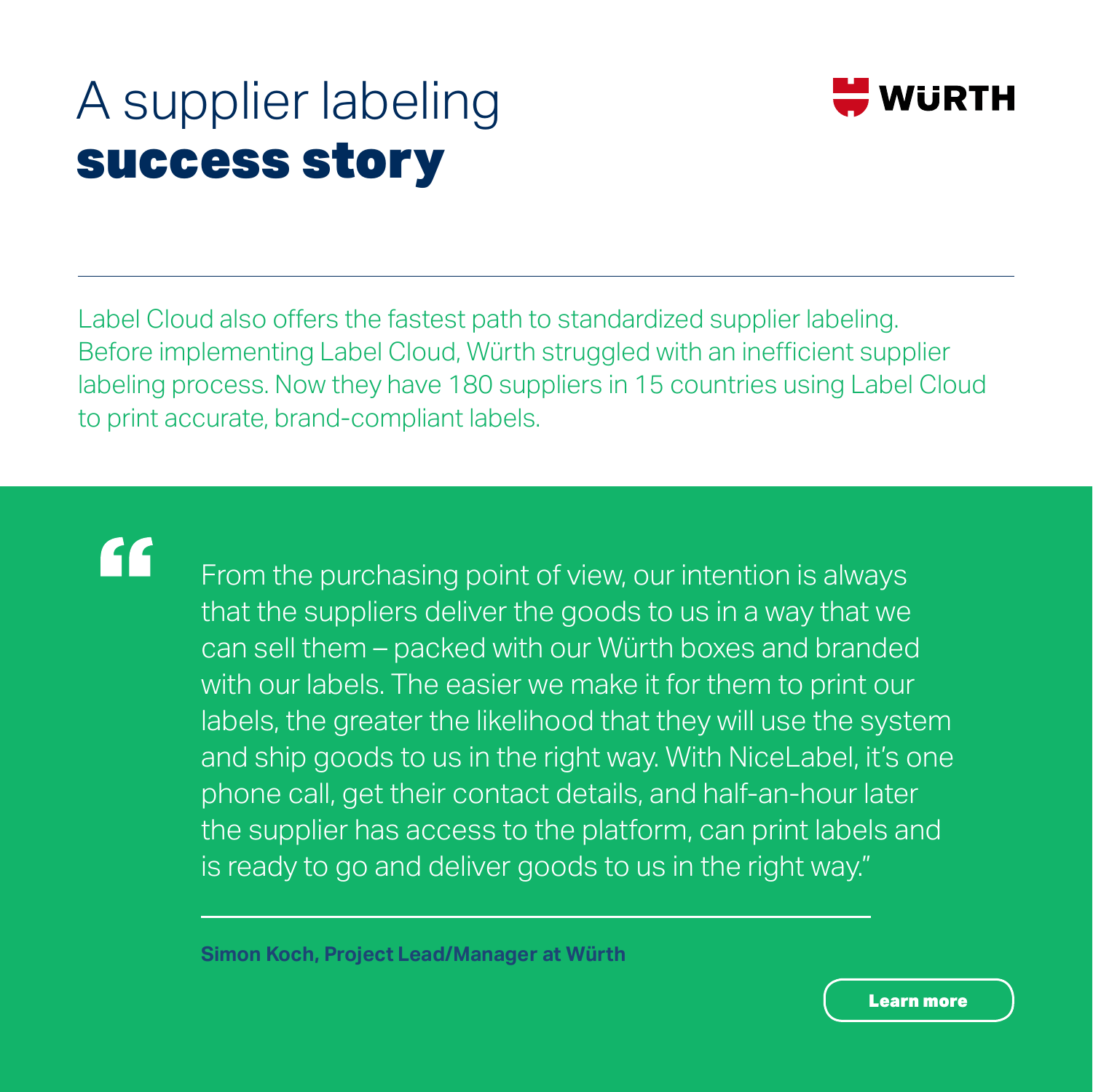# A supplier labeling **success story**

WÜRTH

---

Label Cloud also offers the fastest path to standardized supplier labeling. Before implementing Label Cloud, Würth struggled with an inefficient supplier labeling process. Now they have 180 suppliers in 15 countries using Label Cloud to print accurate, brand-compliant labels.

> “From the purchasing point of view, our intention is always that the suppliers deliver the goods to us in a way that we can sell them – packed with our Würth boxes and branded with our labels. The easier we make it for them to print our labels, the greater the likelihood that they will use the system and ship goods to us in the right way. With NiceLabel, it's one phone call, get their contact details, and half-an-hour later the supplier has access to the platform, can print labels and is ready to go and deliver goods to us in the right way.”

**Simon Koch, Project Lead/Manager at Würth**

**Learn more**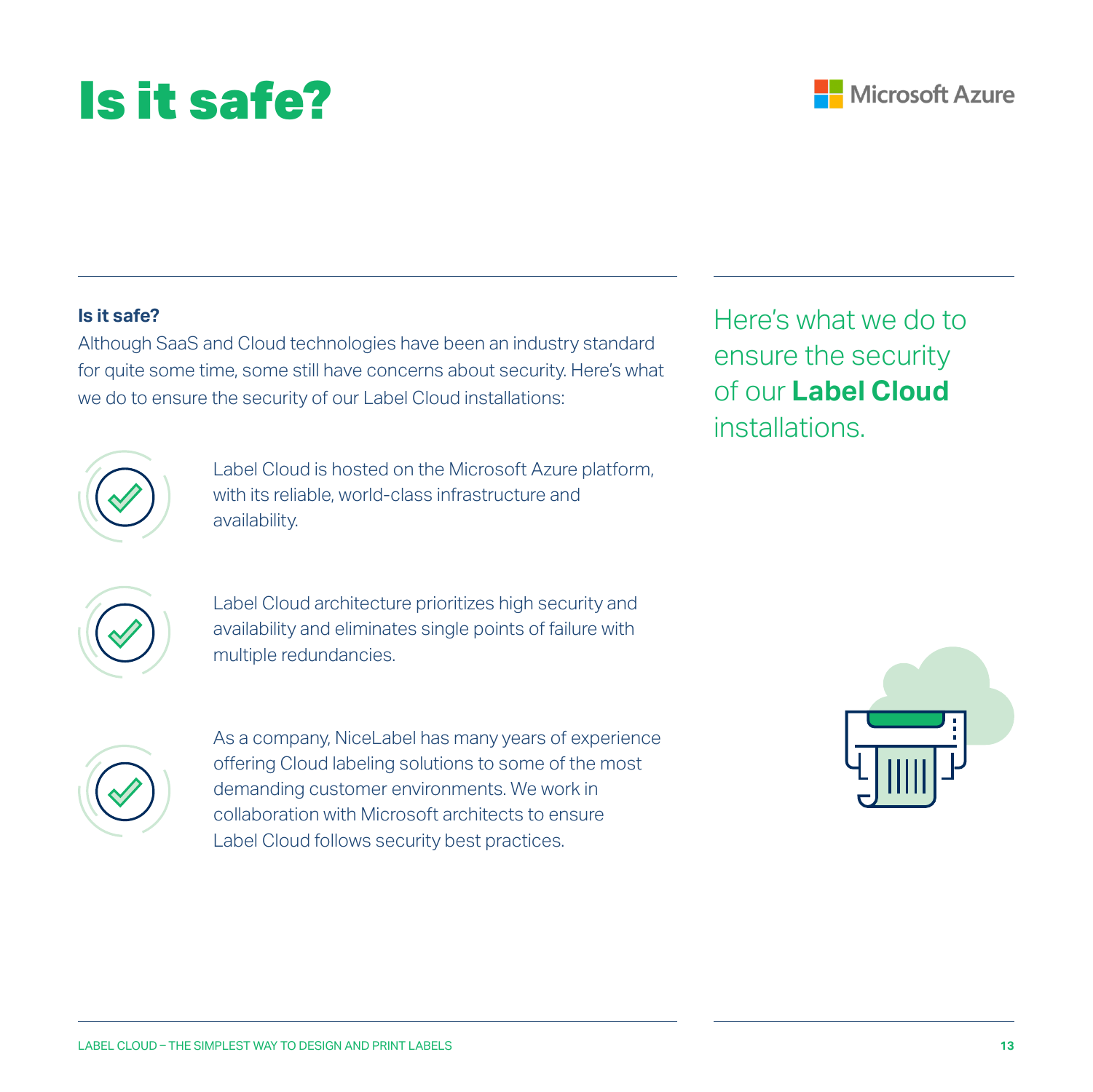# Is it safe?

Microsoft Azure

**Is it safe?**

Although SaaS and Cloud technologies have been an industry standard for quite some time, some still have concerns about security. Here's what we do to ensure the security of our Label Cloud installations:

- Label Cloud is hosted on the Microsoft Azure platform, with its reliable, world-class infrastructure and availability.
- Label Cloud architecture prioritizes high security and availability and eliminates single points of failure with multiple redundancies.
- As a company, NiceLabel has many years of experience offering Cloud labeling solutions to some of the most demanding customer environments. We work in collaboration with Microsoft architects to ensure Label Cloud follows security best practices.

Here's what we do to ensure the security of our **Label Cloud** installations.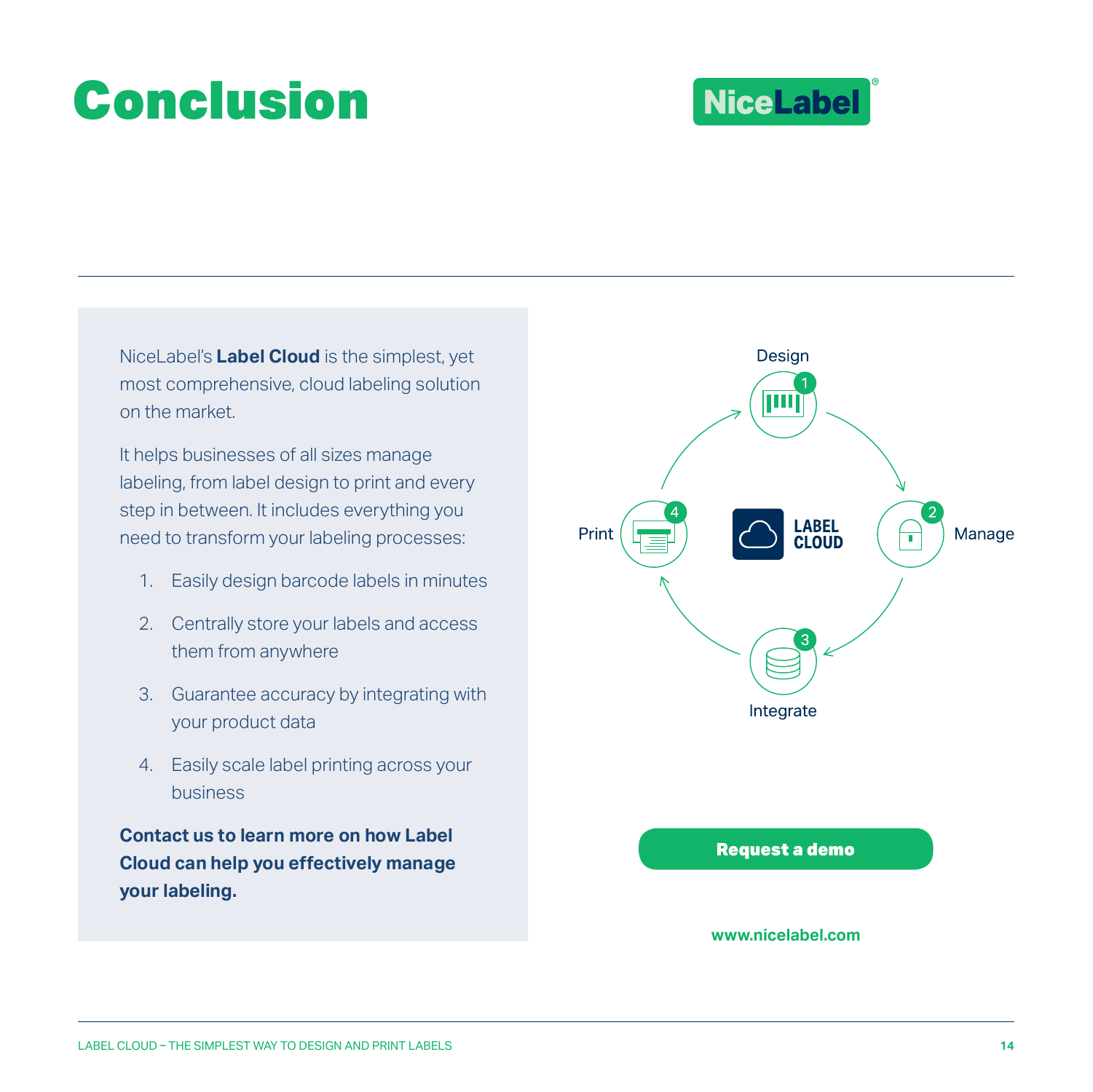# Conclusion

NiceLabel

NiceLabel's **Label Cloud** is the simplest, yet most comprehensive, cloud labeling solution on the market.

It helps businesses of all sizes manage labeling, from label design to print and every step in between. It includes everything you need to transform your labeling processes:

1. Easily design barcode labels in minutes
2. Centrally store your labels and access them from anywhere
3. Guarantee accuracy by integrating with your product data
4. Easily scale label printing across your business

**Contact us to learn more on how Label Cloud can help you effectively manage your labeling.**

Design
1
Manage
2
Integrate
3
Print
4
LABEL CLOUD

**Request a demo**

**www.nicelabel.com**